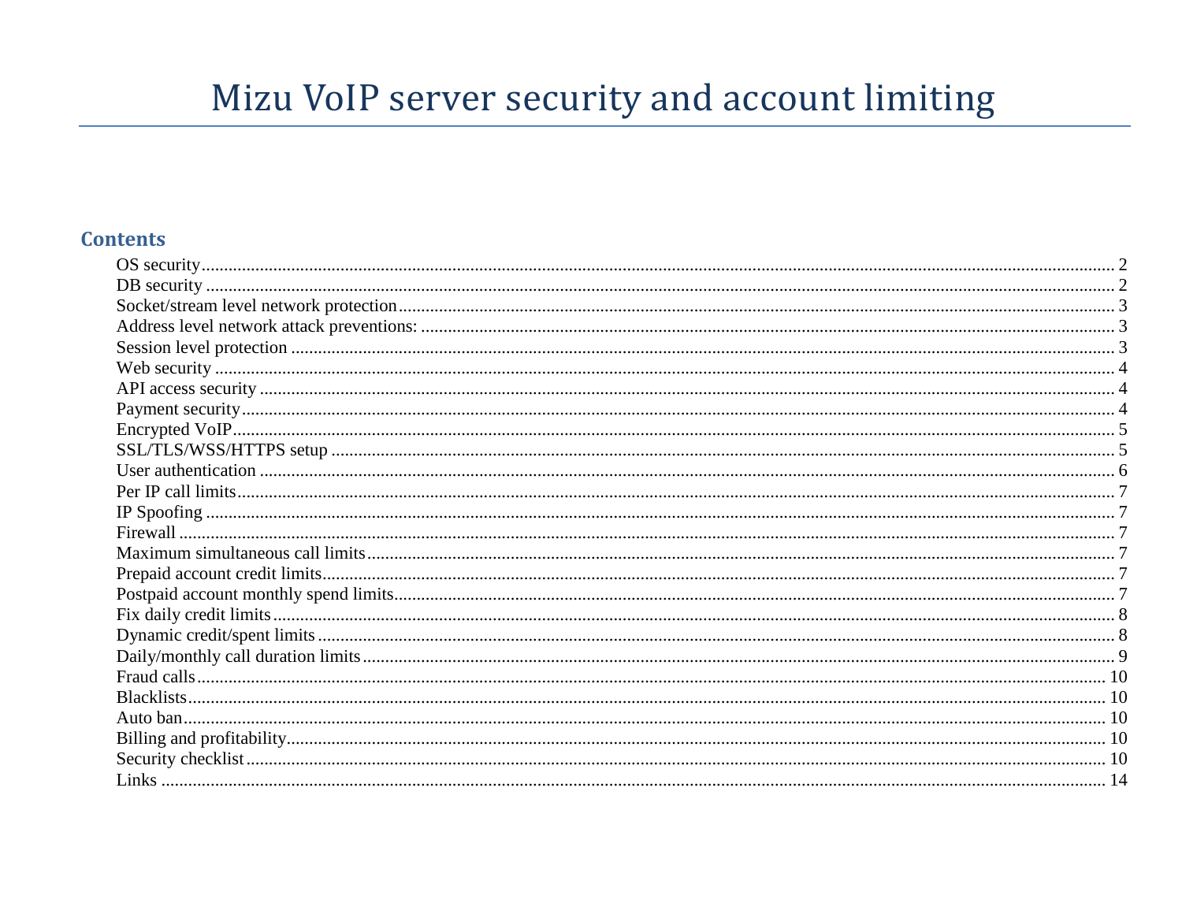# Mizu VoIP server security and account limiting

## Contents

- OS security ........ 2
- DB security ........ 2
- Socket/stream level network protection ........ 3
- Address level network attack preventions: ........ 3
- Session level protection ........ 3
- Web security ........ 4
- API access security ........ 4
- Payment security ........ 4
- Encrypted VoIP ........ 5
- SSL/TLS/WSS/HTTPS setup ........ 5
- User authentication ........ 6
- Per IP call limits ........ 7
- IP Spoofing ........ 7
- Firewall ........ 7
- Maximum simultaneous call limits ........ 7
- Prepaid account credit limits ........ 7
- Postpaid account monthly spend limits ........ 7
- Fix daily credit limits ........ 8
- Dynamic credit/spent limits ........ 8
- Daily/monthly call duration limits ........ 9
- Fraud calls ........ 10
- Blacklists ........ 10
- Auto ban ........ 10
- Billing and profitability ........ 10
- Security checklist ........ 10
- Links ........ 14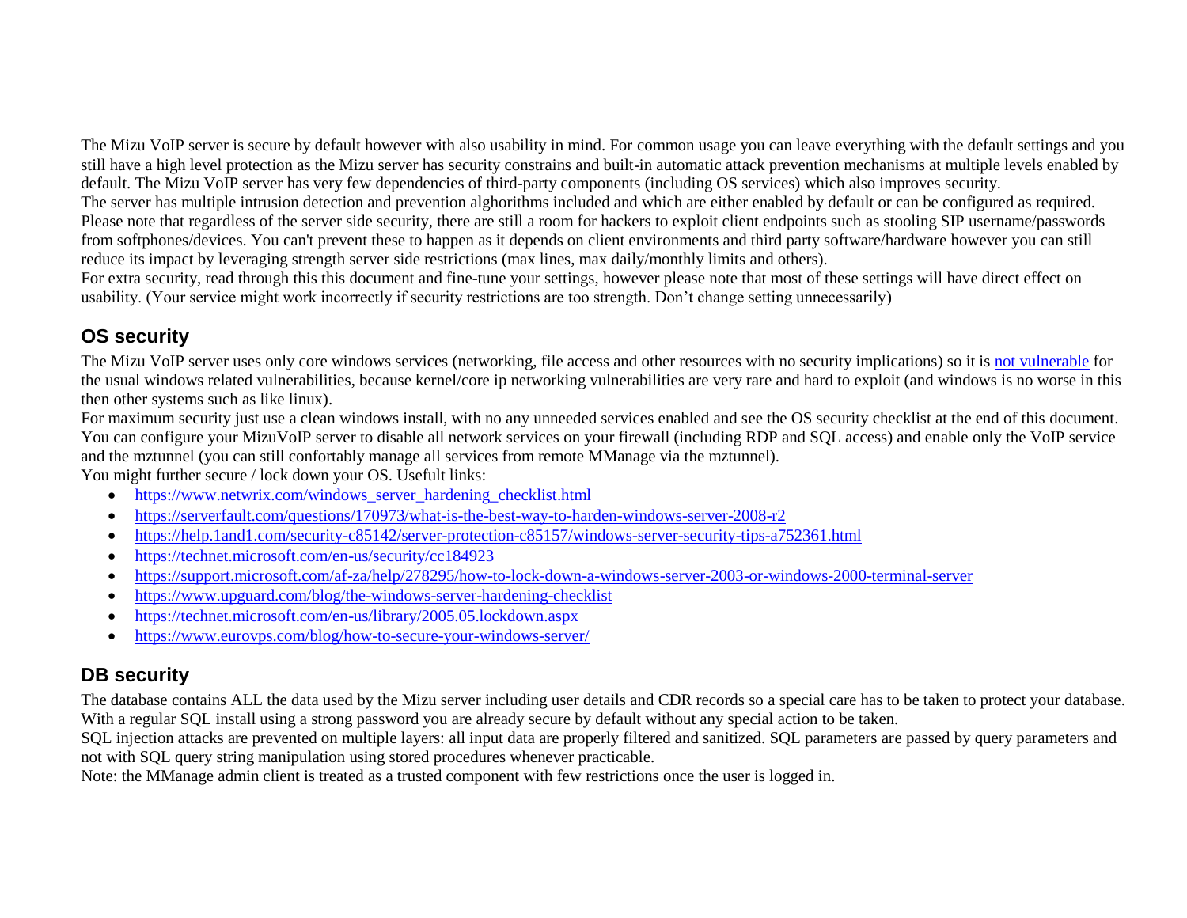The Mizu VoIP server is secure by default however with also usability in mind. For common usage you can leave everything with the default settings and you still have a high level protection as the Mizu server has security constrains and built-in automatic attack prevention mechanisms at multiple levels enabled by default. The Mizu VoIP server has very few dependencies of third-party components (including OS services) which also improves security.
The server has multiple intrusion detection and prevention alghorithms included and which are either enabled by default or can be configured as required.
Please note that regardless of the server side security, there are still a room for hackers to exploit client endpoints such as stooling SIP username/passwords from softphones/devices. You can't prevent these to happen as it depends on client environments and third party software/hardware however you can still reduce its impact by leveraging strength server side restrictions (max lines, max daily/monthly limits and others).
For extra security, read through this this document and fine-tune your settings, however please note that most of these settings will have direct effect on usability. (Your service might work incorrectly if security restrictions are too strength. Don't change setting unnecessarily)

## OS security

The Mizu VoIP server uses only core windows services (networking, file access and other resources with no security implications) so it is not vulnerable for the usual windows related vulnerabilities, because kernel/core ip networking vulnerabilities are very rare and hard to exploit (and windows is no worse in this then other systems such as like linux).
For maximum security just use a clean windows install, with no any unneeded services enabled and see the OS security checklist at the end of this document.
You can configure your MizuVoIP server to disable all network services on your firewall (including RDP and SQL access) and enable only the VoIP service and the mztunnel (you can still confortably manage all services from remote MManage via the mztunnel).
You might further secure / lock down your OS. Usefult links:

- https://www.netwrix.com/windows_server_hardening_checklist.html
- https://serverfault.com/questions/170973/what-is-the-best-way-to-harden-windows-server-2008-r2
- https://help.1and1.com/security-c85142/server-protection-c85157/windows-server-security-tips-a752361.html
- https://technet.microsoft.com/en-us/security/cc184923
- https://support.microsoft.com/af-za/help/278295/how-to-lock-down-a-windows-server-2003-or-windows-2000-terminal-server
- https://www.upguard.com/blog/the-windows-server-hardening-checklist
- https://technet.microsoft.com/en-us/library/2005.05.lockdown.aspx
- https://www.eurovps.com/blog/how-to-secure-your-windows-server/

## DB security

The database contains ALL the data used by the Mizu server including user details and CDR records so a special care has to be taken to protect your database.
With a regular SQL install using a strong password you are already secure by default without any special action to be taken.
SQL injection attacks are prevented on multiple layers: all input data are properly filtered and sanitized. SQL parameters are passed by query parameters and not with SQL query string manipulation using stored procedures whenever practicable.
Note: the MManage admin client is treated as a trusted component with few restrictions once the user is logged in.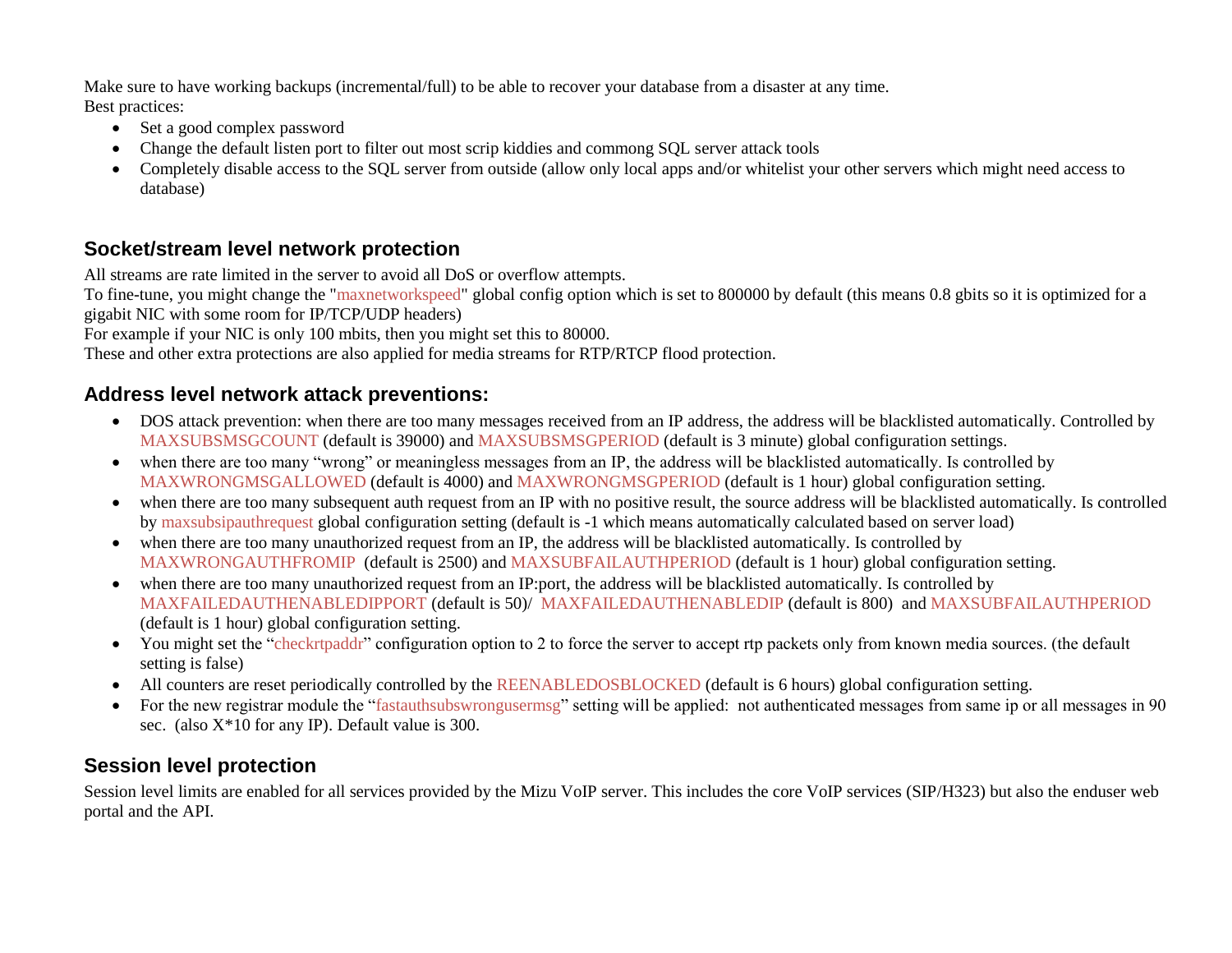Make sure to have working backups (incremental/full) to be able to recover your database from a disaster at any time.
Best practices:

- Set a good complex password
- Change the default listen port to filter out most scrip kiddies and commong SQL server attack tools
- Completely disable access to the SQL server from outside (allow only local apps and/or whitelist your other servers which might need access to database)

## Socket/stream level network protection

All streams are rate limited in the server to avoid all DoS or overflow attempts.
To fine-tune, you might change the "maxnetworkspeed" global config option which is set to 800000 by default (this means 0.8 gbits so it is optimized for a gigabit NIC with some room for IP/TCP/UDP headers)
For example if your NIC is only 100 mbits, then you might set this to 80000.
These and other extra protections are also applied for media streams for RTP/RTCP flood protection.

## Address level network attack preventions:

- DOS attack prevention: when there are too many messages received from an IP address, the address will be blacklisted automatically. Controlled by MAXSUBSMSGCOUNT (default is 39000) and MAXSUBSMSGPERIOD (default is 3 minute) global configuration settings.
- when there are too many "wrong" or meaningless messages from an IP, the address will be blacklisted automatically. Is controlled by MAXWRONGMSGALLOWED (default is 4000) and MAXWRONGMSGPERIOD (default is 1 hour) global configuration setting.
- when there are too many subsequent auth request from an IP with no positive result, the source address will be blacklisted automatically. Is controlled by maxsubsipauthrequest global configuration setting (default is -1 which means automatically calculated based on server load)
- when there are too many unauthorized request from an IP, the address will be blacklisted automatically. Is controlled by MAXWRONGAUTHFROMIP (default is 2500) and MAXSUBFAILAUTHPERIOD (default is 1 hour) global configuration setting.
- when there are too many unauthorized request from an IP:port, the address will be blacklisted automatically. Is controlled by MAXFAILEDAUTHENABLEDIPPORT (default is 50)/ MAXFAILEDAUTHENABLEDIP (default is 800) and MAXSUBFAILAUTHPERIOD (default is 1 hour) global configuration setting.
- You might set the "checkrtpaddr" configuration option to 2 to force the server to accept rtp packets only from known media sources. (the default setting is false)
- All counters are reset periodically controlled by the REENABLEDOSBLOCKED (default is 6 hours) global configuration setting.
- For the new registrar module the "fastauthsubswrongusermsg" setting will be applied: not authenticated messages from same ip or all messages in 90 sec. (also X*10 for any IP). Default value is 300.

## Session level protection

Session level limits are enabled for all services provided by the Mizu VoIP server. This includes the core VoIP services (SIP/H323) but also the enduser web portal and the API.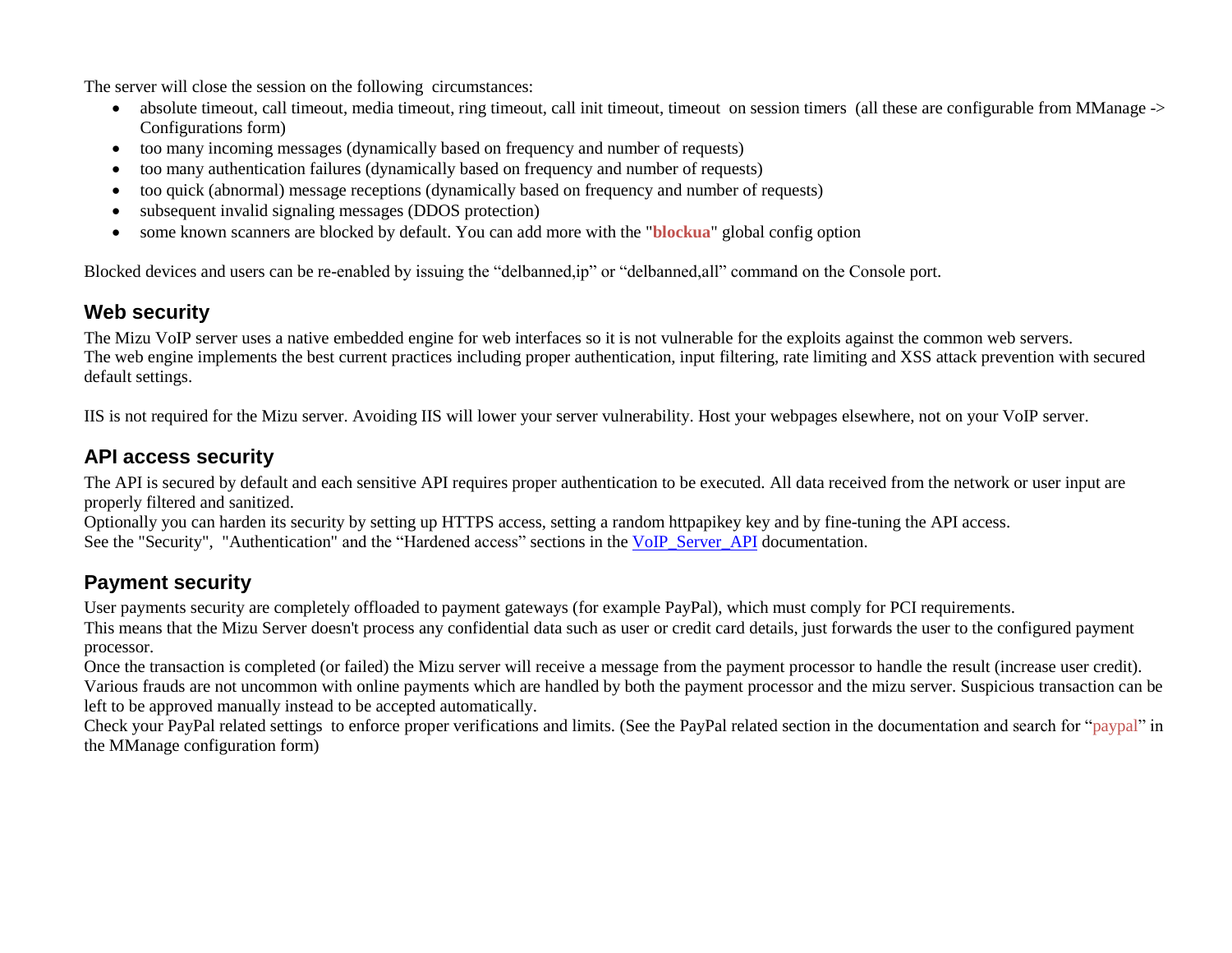The server will close the session on the following  circumstances:

- absolute timeout, call timeout, media timeout, ring timeout, call init timeout, timeout  on session timers  (all these are configurable from MManage -> Configurations form)
- too many incoming messages (dynamically based on frequency and number of requests)
- too many authentication failures (dynamically based on frequency and number of requests)
- too quick (abnormal) message receptions (dynamically based on frequency and number of requests)
- subsequent invalid signaling messages (DDOS protection)
- some known scanners are blocked by default. You can add more with the "**blockua**" global config option

Blocked devices and users can be re-enabled by issuing the “delbanned,ip” or “delbanned,all” command on the Console port.

## Web security

The Mizu VoIP server uses a native embedded engine for web interfaces so it is not vulnerable for the exploits against the common web servers.
The web engine implements the best current practices including proper authentication, input filtering, rate limiting and XSS attack prevention with secured default settings.

IIS is not required for the Mizu server. Avoiding IIS will lower your server vulnerability. Host your webpages elsewhere, not on your VoIP server.

## API access security

The API is secured by default and each sensitive API requires proper authentication to be executed. All data received from the network or user input are properly filtered and sanitized.
Optionally you can harden its security by setting up HTTPS access, setting a random httpapikey key and by fine-tuning the API access.
See the "Security",  "Authentication" and the “Hardened access” sections in the VoIP_Server_API documentation.

## Payment security

User payments security are completely offloaded to payment gateways (for example PayPal), which must comply for PCI requirements.
This means that the Mizu Server doesn't process any confidential data such as user or credit card details, just forwards the user to the configured payment processor.
Once the transaction is completed (or failed) the Mizu server will receive a message from the payment processor to handle the result (increase user credit).
Various frauds are not uncommon with online payments which are handled by both the payment processor and the mizu server. Suspicious transaction can be left to be approved manually instead to be accepted automatically.
Check your PayPal related settings  to enforce proper verifications and limits. (See the PayPal related section in the documentation and search for “paypal” in the MManage configuration form)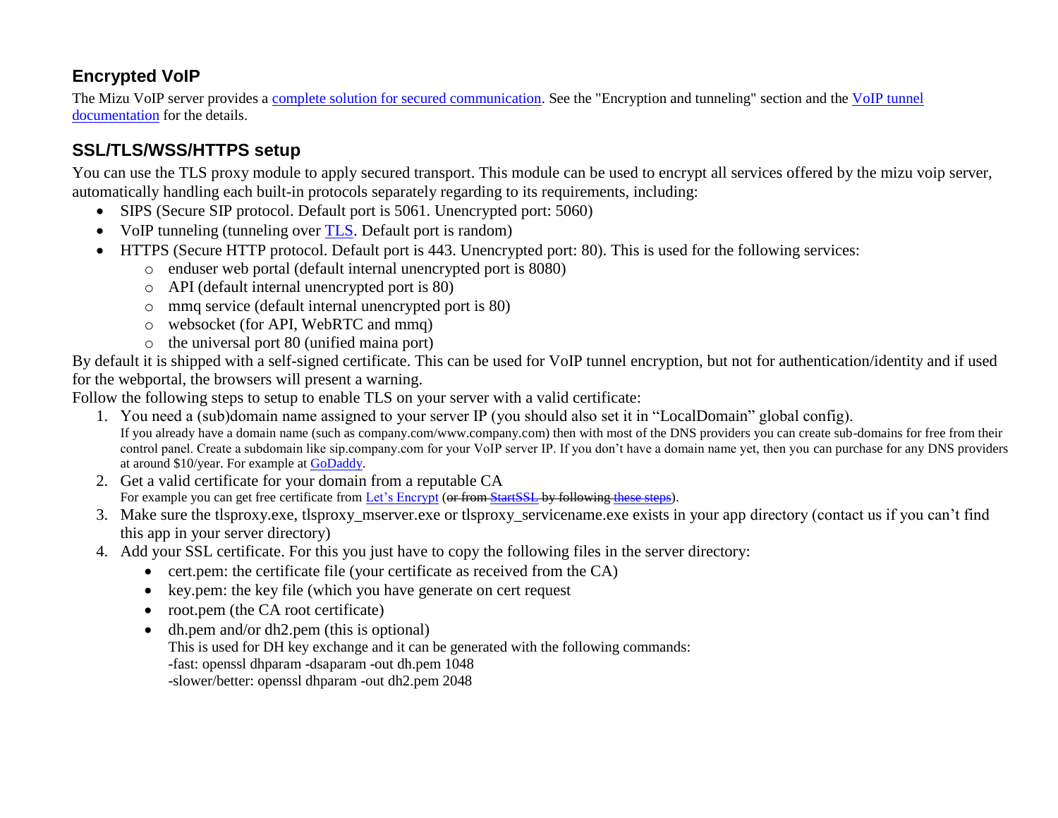## Encrypted VoIP

The Mizu VoIP server provides a complete solution for secured communication. See the "Encryption and tunneling" section and the VoIP tunnel documentation for the details.

## SSL/TLS/WSS/HTTPS setup

You can use the TLS proxy module to apply secured transport. This module can be used to encrypt all services offered by the mizu voip server, automatically handling each built-in protocols separately regarding to its requirements, including:

- SIPS (Secure SIP protocol. Default port is 5061. Unencrypted port: 5060)
- VoIP tunneling (tunneling over TLS. Default port is random)
- HTTPS (Secure HTTP protocol. Default port is 443. Unencrypted port: 80). This is used for the following services:
  - enduser web portal (default internal unencrypted port is 8080)
  - API (default internal unencrypted port is 80)
  - mmq service (default internal unencrypted port is 80)
  - websocket (for API, WebRTC and mmq)
  - the universal port 80 (unified maina port)

By default it is shipped with a self-signed certificate. This can be used for VoIP tunnel encryption, but not for authentication/identity and if used for the webportal, the browsers will present a warning.

Follow the following steps to setup to enable TLS on your server with a valid certificate:

1. You need a (sub)domain name assigned to your server IP (you should also set it in "LocalDomain" global config).
   If you already have a domain name (such as company.com/www.company.com) then with most of the DNS providers you can create sub-domains for free from their control panel. Create a subdomain like sip.company.com for your VoIP server IP. If you don't have a domain name yet, then you can purchase for any DNS providers at around $10/year. For example at GoDaddy.
2. Get a valid certificate for your domain from a reputable CA
   For example you can get free certificate from Let's Encrypt (~~or from StartSSL by following these steps~~).
3. Make sure the tlsproxy.exe, tlsproxy_mserver.exe or tlsproxy_servicename.exe exists in your app directory (contact us if you can't find this app in your server directory)
4. Add your SSL certificate. For this you just have to copy the following files in the server directory:
   - cert.pem: the certificate file (your certificate as received from the CA)
   - key.pem: the key file (which you have generate on cert request
   - root.pem (the CA root certificate)
   - dh.pem and/or dh2.pem (this is optional)
     This is used for DH key exchange and it can be generated with the following commands:
     -fast: openssl dhparam -dsaparam -out dh.pem 1048
     -slower/better: openssl dhparam -out dh2.pem 2048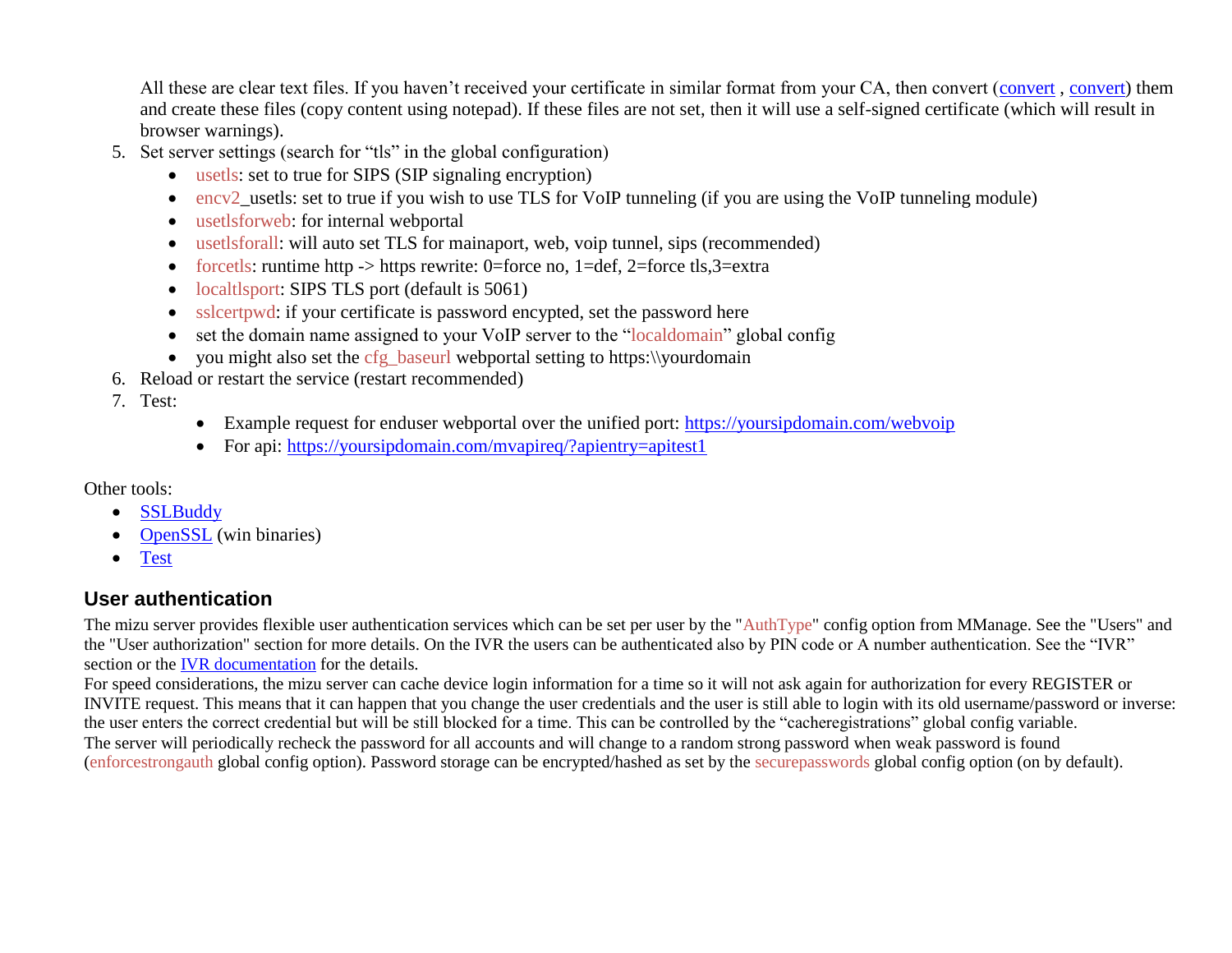All these are clear text files. If you haven't received your certificate in similar format from your CA, then convert ([convert](), [convert]()) them and create these files (copy content using notepad). If these files are not set, then it will use a self-signed certificate (which will result in browser warnings).

5. Set server settings (search for "tls" in the global configuration)
   - usetls: set to true for SIPS (SIP signaling encryption)
   - encv2_usetls: set to true if you wish to use TLS for VoIP tunneling (if you are using the VoIP tunneling module)
   - usetlsforweb: for internal webportal
   - usetlsforall: will auto set TLS for mainaport, web, voip tunnel, sips (recommended)
   - forcetls: runtime http -> https rewrite: 0=force no, 1=def, 2=force tls,3=extra
   - localtlsport: SIPS TLS port (default is 5061)
   - sslcertpwd: if your certificate is password encypted, set the password here
   - set the domain name assigned to your VoIP server to the "localdomain" global config
   - you might also set the cfg_baseurl webportal setting to https:\\yourdomain
6. Reload or restart the service (restart recommended)
7. Test:
   - Example request for enduser webportal over the unified port: https://yoursipdomain.com/webvoip
   - For api: https://yoursipdomain.com/mvapireq/?apientry=apitest1

Other tools:

- SSLBuddy
- OpenSSL (win binaries)
- Test

## User authentication

The mizu server provides flexible user authentication services which can be set per user by the "AuthType" config option from MManage. See the "Users" and the "User authorization" section for more details. On the IVR the users can be authenticated also by PIN code or A number authentication. See the "IVR" section or the IVR documentation for the details.

For speed considerations, the mizu server can cache device login information for a time so it will not ask again for authorization for every REGISTER or INVITE request. This means that it can happen that you change the user credentials and the user is still able to login with its old username/password or inverse: the user enters the correct credential but will be still blocked for a time. This can be controlled by the "cacheregistrations" global config variable.

The server will periodically recheck the password for all accounts and will change to a random strong password when weak password is found (enforcestrongauth global config option). Password storage can be encrypted/hashed as set by the securepasswords global config option (on by default).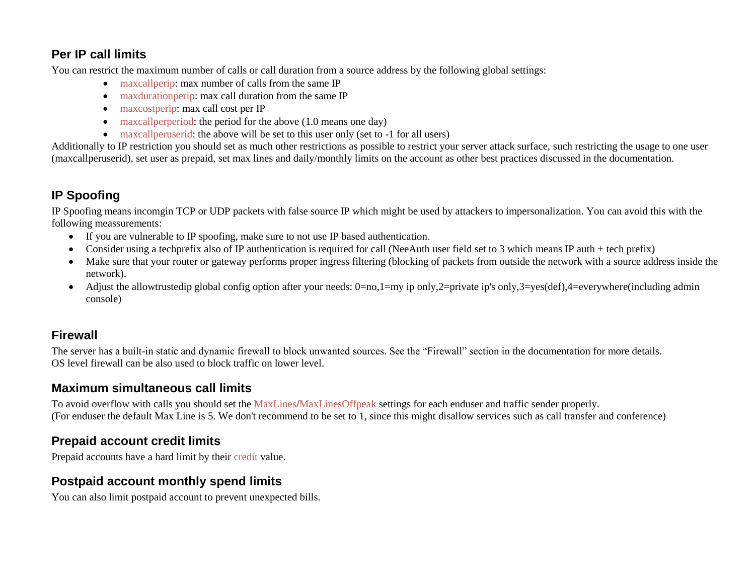## Per IP call limits

You can restrict the maximum number of calls or call duration from a source address by the following global settings:

- maxcallperip: max number of calls from the same IP
- maxdurationperip: max call duration from the same IP
- maxcostperip: max call cost per IP
- maxcallperperiod: the period for the above (1.0 means one day)
- maxcallperuserid: the above will be set to this user only (set to -1 for all users)

Additionally to IP restriction you should set as much other restrictions as possible to restrict your server attack surface, such restricting the usage to one user (maxcallperuserid), set user as prepaid, set max lines and daily/monthly limits on the account as other best practices discussed in the documentation.

## IP Spoofing

IP Spoofing means incomgin TCP or UDP packets with false source IP which might be used by attackers to impersonalization. You can avoid this with the following meassurements:

- If you are vulnerable to IP spoofing, make sure to not use IP based authentication.
- Consider using a techprefix also of IP authentication is required for call (NeeAuth user field set to 3 which means IP auth + tech prefix)
- Make sure that your router or gateway performs proper ingress filtering (blocking of packets from outside the network with a source address inside the network).
- Adjust the allowtrustedip global config option after your needs: 0=no,1=my ip only,2=private ip's only,3=yes(def),4=everywhere(including admin console)

## Firewall

The server has a built-in static and dynamic firewall to block unwanted sources. See the "Firewall" section in the documentation for more details.
OS level firewall can be also used to block traffic on lower level.

## Maximum simultaneous call limits

To avoid overflow with calls you should set the MaxLines/MaxLinesOffpeak settings for each enduser and traffic sender properly.
(For enduser the default Max Line is 5. We don't recommend to be set to 1, since this might disallow services such as call transfer and conference)

## Prepaid account credit limits

Prepaid accounts have a hard limit by their credit value.

## Postpaid account monthly spend limits

You can also limit postpaid account to prevent unexpected bills.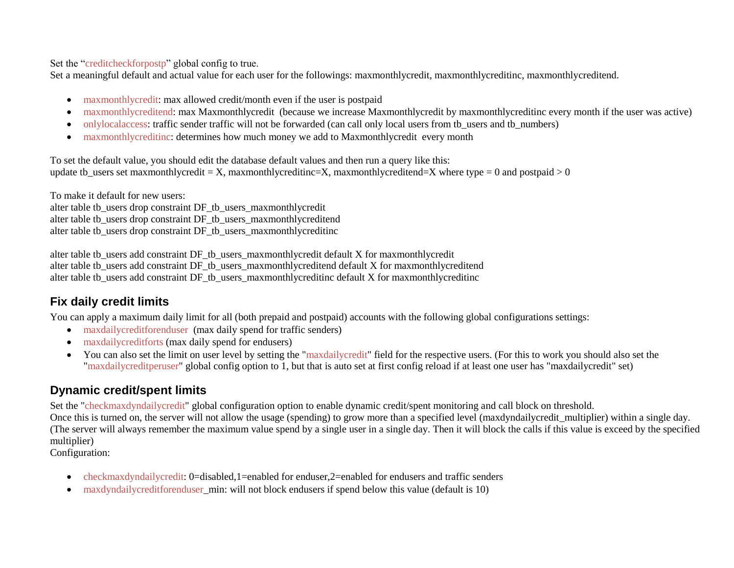Set the “creditcheckforpostp” global config to true.
Set a meaningful default and actual value for each user for the followings: maxmonthlycredit, maxmonthlycreditinc, maxmonthlycreditend.

- maxmonthlycredit: max allowed credit/month even if the user is postpaid
- maxmonthlycreditend: max Maxmonthlycredit (because we increase Maxmonthlycredit by maxmonthlycreditinc every month if the user was active)
- onlylocalaccess: traffic sender traffic will not be forwarded (can call only local users from tb_users and tb_numbers)
- maxmonthlycreditinc: determines how much money we add to Maxmonthlycredit every month

To set the default value, you should edit the database default values and then run a query like this:
update tb_users set maxmonthlycredit = X, maxmonthlycreditinc=X, maxmonthlycreditend=X where type = 0 and postpaid > 0

To make it default for new users:
alter table tb_users drop constraint DF_tb_users_maxmonthlycredit
alter table tb_users drop constraint DF_tb_users_maxmonthlycreditend
alter table tb_users drop constraint DF_tb_users_maxmonthlycreditinc

alter table tb_users add constraint DF_tb_users_maxmonthlycredit default X for maxmonthlycredit
alter table tb_users add constraint DF_tb_users_maxmonthlycreditend default X for maxmonthlycreditend
alter table tb_users add constraint DF_tb_users_maxmonthlycreditinc default X for maxmonthlycreditinc

## Fix daily credit limits

You can apply a maximum daily limit for all (both prepaid and postpaid) accounts with the following global configurations settings:

- maxdailycreditforenduser (max daily spend for traffic senders)
- maxdailycreditforts (max daily spend for endusers)
- You can also set the limit on user level by setting the "maxdailycredit" field for the respective users. (For this to work you should also set the "maxdailycreditperuser" global config option to 1, but that is auto set at first config reload if at least one user has "maxdailycredit" set)

## Dynamic credit/spent limits

Set the "checkmaxdyndailycredit" global configuration option to enable dynamic credit/spent monitoring and call block on threshold.
Once this is turned on, the server will not allow the usage (spending) to grow more than a specified level (maxdyndailycredit_multiplier) within a single day. (The server will always remember the maximum value spend by a single user in a single day. Then it will block the calls if this value is exceed by the specified multiplier)
Configuration:

- checkmaxdyndailycredit: 0=disabled,1=enabled for enduser,2=enabled for endusers and traffic senders
- maxdyndailycreditforenduser_min: will not block endusers if spend below this value (default is 10)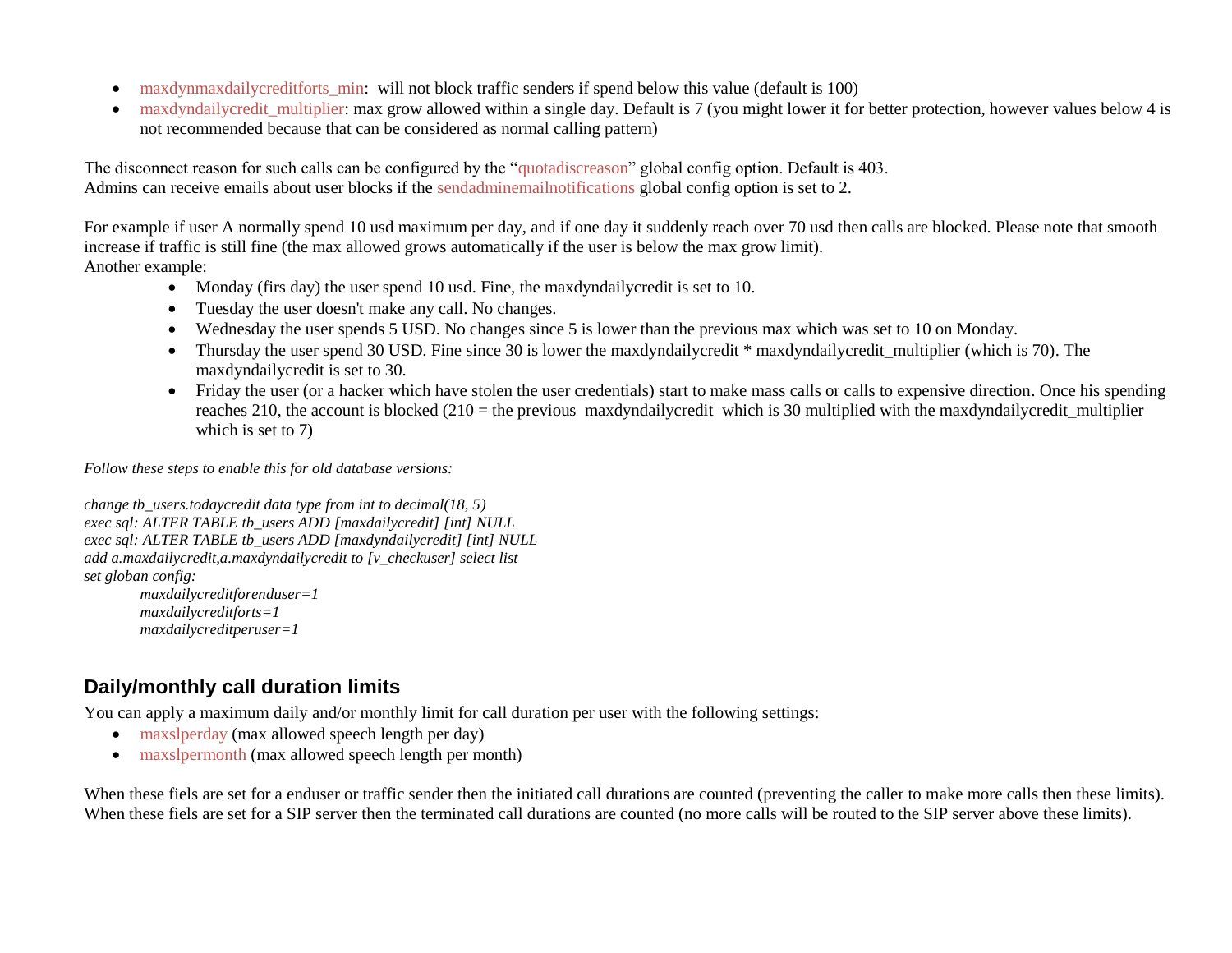- maxdynmaxdailycreditforts_min: will not block traffic senders if spend below this value (default is 100)
- maxdyndailycredit_multiplier: max grow allowed within a single day. Default is 7 (you might lower it for better protection, however values below 4 is not recommended because that can be considered as normal calling pattern)

The disconnect reason for such calls can be configured by the "quotadiscreason" global config option. Default is 403.
Admins can receive emails about user blocks if the sendadminemailnotifications global config option is set to 2.

For example if user A normally spend 10 usd maximum per day, and if one day it suddenly reach over 70 usd then calls are blocked. Please note that smooth increase if traffic is still fine (the max allowed grows automatically if the user is below the max grow limit).
Another example:

- Monday (firs day) the user spend 10 usd. Fine, the maxdyndailycredit is set to 10.
- Tuesday the user doesn't make any call. No changes.
- Wednesday the user spends 5 USD. No changes since 5 is lower than the previous max which was set to 10 on Monday.
- Thursday the user spend 30 USD. Fine since 30 is lower the maxdyndailycredit * maxdyndailycredit_multiplier (which is 70). The maxdyndailycredit is set to 30.
- Friday the user (or a hacker which have stolen the user credentials) start to make mass calls or calls to expensive direction. Once his spending reaches 210, the account is blocked (210 = the previous maxdyndailycredit which is 30 multiplied with the maxdyndailycredit_multiplier which is set to 7)

*Follow these steps to enable this for old database versions:*

*change tb_users.todaycredit data type from int to decimal(18, 5)*
*exec sql: ALTER TABLE tb_users ADD [maxdailycredit] [int] NULL*
*exec sql: ALTER TABLE tb_users ADD [maxdyndailycredit] [int] NULL*
*add a.maxdailycredit,a.maxdyndailycredit to [v_checkuser] select list*
*set globan config:*

*maxdailycreditforenduser=1*
*maxdailycreditforts=1*
*maxdailycreditperuser=1*

## Daily/monthly call duration limits

You can apply a maximum daily and/or monthly limit for call duration per user with the following settings:

- maxslperday (max allowed speech length per day)
- maxslpermonth (max allowed speech length per month)

When these fiels are set for a enduser or traffic sender then the initiated call durations are counted (preventing the caller to make more calls then these limits).
When these fiels are set for a SIP server then the terminated call durations are counted (no more calls will be routed to the SIP server above these limits).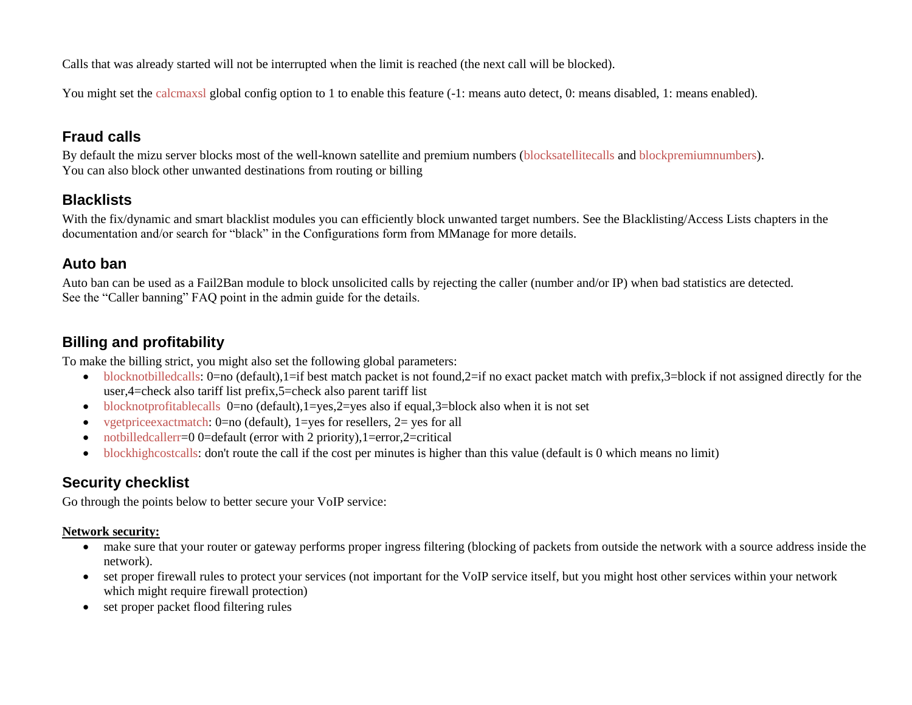Calls that was already started will not be interrupted when the limit is reached (the next call will be blocked).

You might set the calcmaxsl global config option to 1 to enable this feature (-1: means auto detect, 0: means disabled, 1: means enabled).

## Fraud calls

By default the mizu server blocks most of the well-known satellite and premium numbers (blocksatellitecalls and blockpremiumnumbers).
You can also block other unwanted destinations from routing or billing

## Blacklists

With the fix/dynamic and smart blacklist modules you can efficiently block unwanted target numbers. See the Blacklisting/Access Lists chapters in the documentation and/or search for "black" in the Configurations form from MManage for more details.

## Auto ban

Auto ban can be used as a Fail2Ban module to block unsolicited calls by rejecting the caller (number and/or IP) when bad statistics are detected.
See the "Caller banning" FAQ point in the admin guide for the details.

## Billing and profitability

To make the billing strict, you might also set the following global parameters:

- blocknotbilledcalls: 0=no (default),1=if best match packet is not found,2=if no exact packet match with prefix,3=block if not assigned directly for the user,4=check also tariff list prefix,5=check also parent tariff list
- blocknotprofitablecalls 0=no (default),1=yes,2=yes also if equal,3=block also when it is not set
- vgetpriceexactmatch: 0=no (default), 1=yes for resellers, 2= yes for all
- notbilledcallerr=0 0=default (error with 2 priority),1=error,2=critical
- blockhighcostcalls: don't route the call if the cost per minutes is higher than this value (default is 0 which means no limit)

## Security checklist

Go through the points below to better secure your VoIP service:

**Network security:**

- make sure that your router or gateway performs proper ingress filtering (blocking of packets from outside the network with a source address inside the network).
- set proper firewall rules to protect your services (not important for the VoIP service itself, but you might host other services within your network which might require firewall protection)
- set proper packet flood filtering rules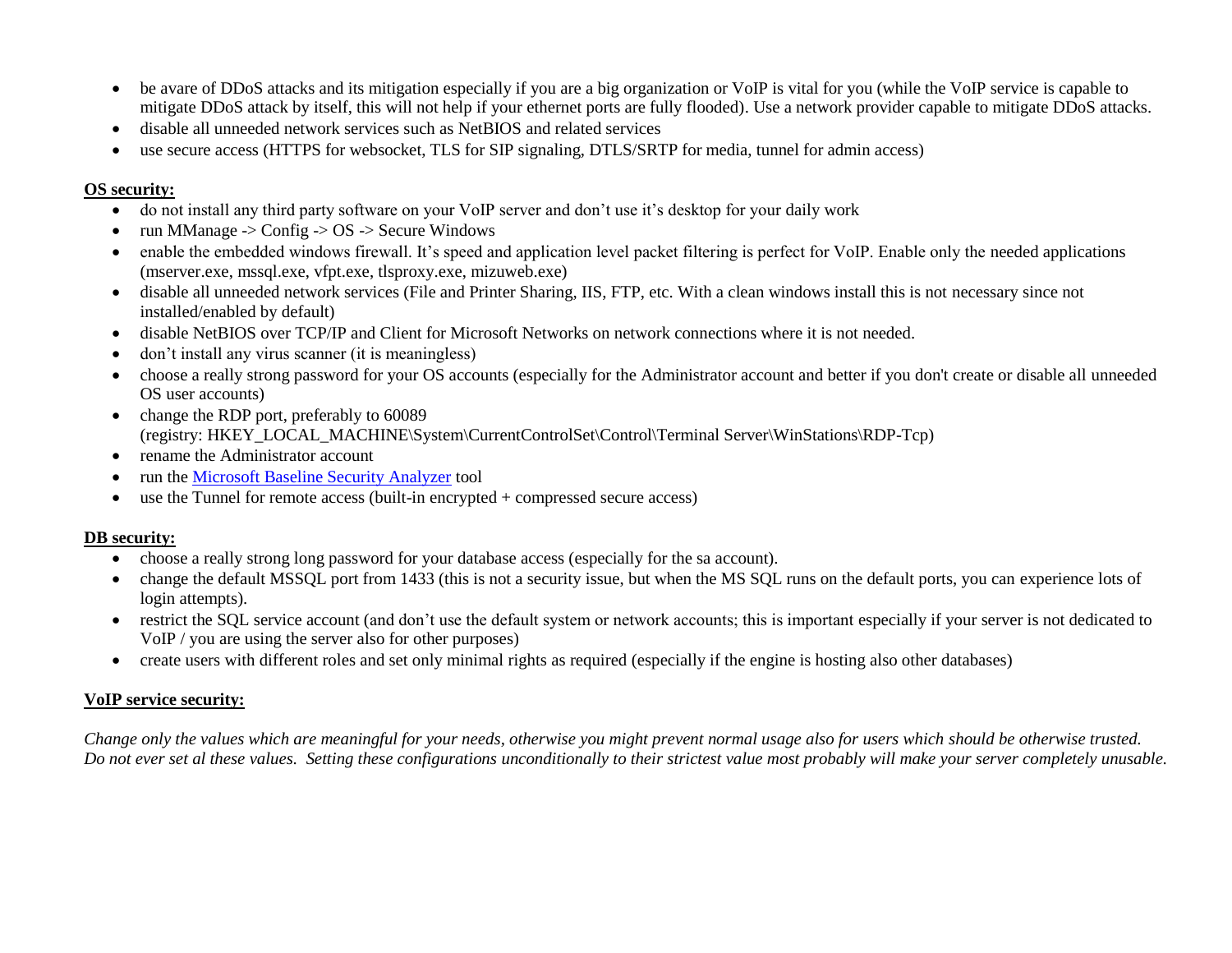- be avare of DDoS attacks and its mitigation especially if you are a big organization or VoIP is vital for you (while the VoIP service is capable to mitigate DDoS attack by itself, this will not help if your ethernet ports are fully flooded). Use a network provider capable to mitigate DDoS attacks.
- disable all unneeded network services such as NetBIOS and related services
- use secure access (HTTPS for websocket, TLS for SIP signaling, DTLS/SRTP for media, tunnel for admin access)

**OS security:**

- do not install any third party software on your VoIP server and don't use it's desktop for your daily work
- run MManage -> Config -> OS -> Secure Windows
- enable the embedded windows firewall. It's speed and application level packet filtering is perfect for VoIP. Enable only the needed applications (mserver.exe, mssql.exe, vfpt.exe, tlsproxy.exe, mizuweb.exe)
- disable all unneeded network services (File and Printer Sharing, IIS, FTP, etc. With a clean windows install this is not necessary since not installed/enabled by default)
- disable NetBIOS over TCP/IP and Client for Microsoft Networks on network connections where it is not needed.
- don't install any virus scanner (it is meaningless)
- choose a really strong password for your OS accounts (especially for the Administrator account and better if you don't create or disable all unneeded OS user accounts)
- change the RDP port, preferably to 60089
  (registry: HKEY_LOCAL_MACHINE\System\CurrentControlSet\Control\Terminal Server\WinStations\RDP-Tcp)
- rename the Administrator account
- run the Microsoft Baseline Security Analyzer tool
- use the Tunnel for remote access (built-in encrypted + compressed secure access)

**DB security:**

- choose a really strong long password for your database access (especially for the sa account).
- change the default MSSQL port from 1433 (this is not a security issue, but when the MS SQL runs on the default ports, you can experience lots of login attempts).
- restrict the SQL service account (and don't use the default system or network accounts; this is important especially if your server is not dedicated to VoIP / you are using the server also for other purposes)
- create users with different roles and set only minimal rights as required (especially if the engine is hosting also other databases)

**VoIP service security:**

*Change only the values which are meaningful for your needs, otherwise you might prevent normal usage also for users which should be otherwise trusted. Do not ever set al these values. Setting these configurations unconditionally to their strictest value most probably will make your server completely unusable.*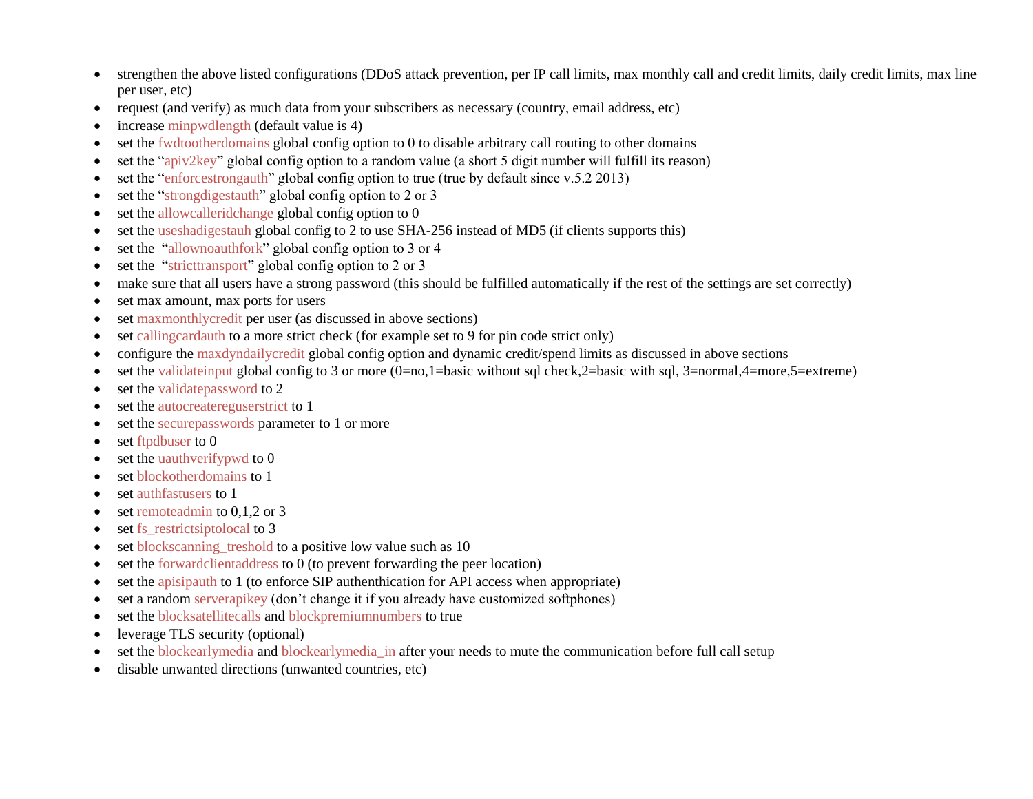- strengthen the above listed configurations (DDoS attack prevention, per IP call limits, max monthly call and credit limits, daily credit limits, max line per user, etc)
- request (and verify) as much data from your subscribers as necessary (country, email address, etc)
- increase minpwdlength (default value is 4)
- set the fwdtootherdomains global config option to 0 to disable arbitrary call routing to other domains
- set the "apiv2key" global config option to a random value (a short 5 digit number will fulfill its reason)
- set the "enforcestrongauth" global config option to true (true by default since v.5.2 2013)
- set the "strongdigestauth" global config option to 2 or 3
- set the allowcalleridchange global config option to 0
- set the useshadigestauh global config to 2 to use SHA-256 instead of MD5 (if clients supports this)
- set the "allownoauthfork" global config option to 3 or 4
- set the "stricttransport" global config option to 2 or 3
- make sure that all users have a strong password (this should be fulfilled automatically if the rest of the settings are set correctly)
- set max amount, max ports for users
- set maxmonthlycredit per user (as discussed in above sections)
- set callingcardauth to a more strict check (for example set to 9 for pin code strict only)
- configure the maxdyndailycredit global config option and dynamic credit/spend limits as discussed in above sections
- set the validateinput global config to 3 or more (0=no,1=basic without sql check,2=basic with sql, 3=normal,4=more,5=extreme)
- set the validatepassword to 2
- set the autocreatereguserstrict to 1
- set the securepasswords parameter to 1 or more
- set ftpdbuser to 0
- set the uauthverifypwd to 0
- set blockotherdomains to 1
- set authfastusers to 1
- set remoteadmin to 0,1,2 or 3
- set fs_restrictsiptolocal to 3
- set blockscanning_treshold to a positive low value such as 10
- set the forwardclientaddress to 0 (to prevent forwarding the peer location)
- set the apisipauth to 1 (to enforce SIP authenthication for API access when appropriate)
- set a random serverapikey (don't change it if you already have customized softphones)
- set the blocksatellitecalls and blockpremiumnumbers to true
- leverage TLS security (optional)
- set the blockearlymedia and blockearlymedia_in after your needs to mute the communication before full call setup
- disable unwanted directions (unwanted countries, etc)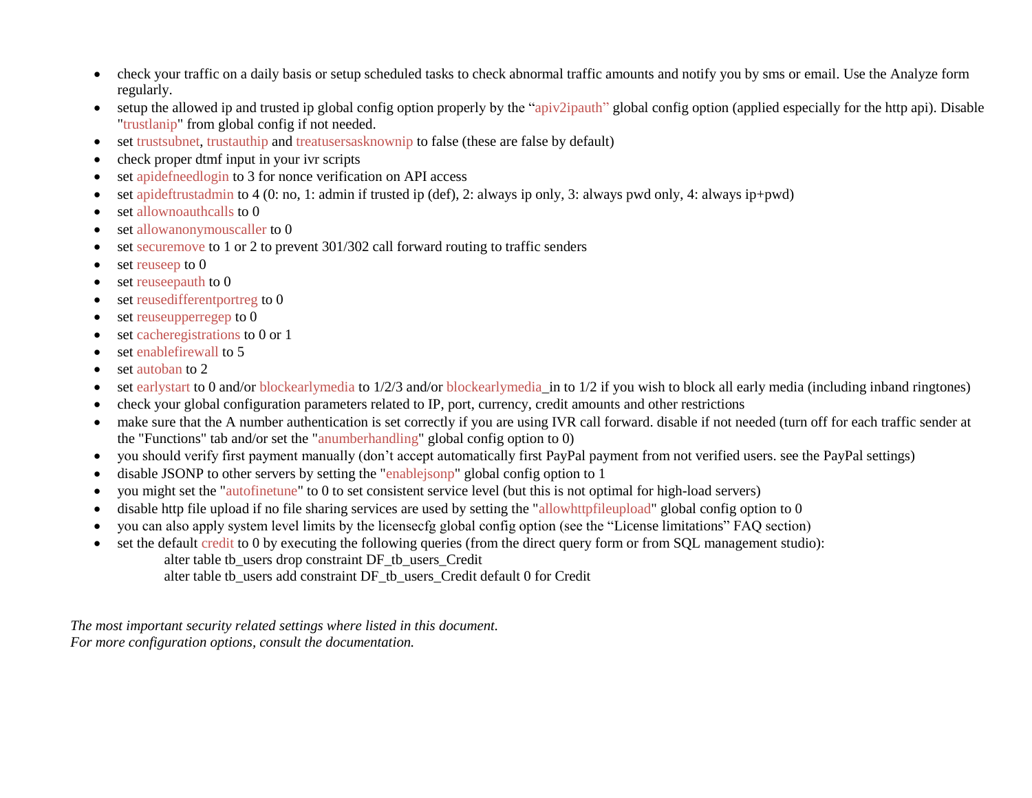- check your traffic on a daily basis or setup scheduled tasks to check abnormal traffic amounts and notify you by sms or email. Use the Analyze form regularly.
- setup the allowed ip and trusted ip global config option properly by the "apiv2ipauth" global config option (applied especially for the http api). Disable "trustlanip" from global config if not needed.
- set trustsubnet, trustauthip and treatusersasknownip to false (these are false by default)
- check proper dtmf input in your ivr scripts
- set apidefneedlogin to 3 for nonce verification on API access
- set apideftrustadmin to 4 (0: no, 1: admin if trusted ip (def), 2: always ip only, 3: always pwd only, 4: always ip+pwd)
- set allownoauthcalls to 0
- set allowanonymouscaller to 0
- set securemove to 1 or 2 to prevent 301/302 call forward routing to traffic senders
- set reuseep to 0
- set reuseepauth to 0
- set reusedifferentportreg to 0
- set reuseupperregep to 0
- set cacheregistrations to 0 or 1
- set enablefirewall to 5
- set autoban to 2
- set earlystart to 0 and/or blockearlymedia to 1/2/3 and/or blockearlymedia_in to 1/2 if you wish to block all early media (including inband ringtones)
- check your global configuration parameters related to IP, port, currency, credit amounts and other restrictions
- make sure that the A number authentication is set correctly if you are using IVR call forward. disable if not needed (turn off for each traffic sender at the "Functions" tab and/or set the "anumberhandling" global config option to 0)
- you should verify first payment manually (don't accept automatically first PayPal payment from not verified users. see the PayPal settings)
- disable JSONP to other servers by setting the "enablejsonp" global config option to 1
- you might set the "autofinetune" to 0 to set consistent service level (but this is not optimal for high-load servers)
- disable http file upload if no file sharing services are used by setting the "allowhttpfileupload" global config option to 0
- you can also apply system level limits by the licensecfg global config option (see the "License limitations" FAQ section)
- set the default credit to 0 by executing the following queries (from the direct query form or from SQL management studio):

  alter table tb_users drop constraint DF_tb_users_Credit

  alter table tb_users add constraint DF_tb_users_Credit default 0 for Credit

*The most important security related settings where listed in this document.*
*For more configuration options, consult the documentation.*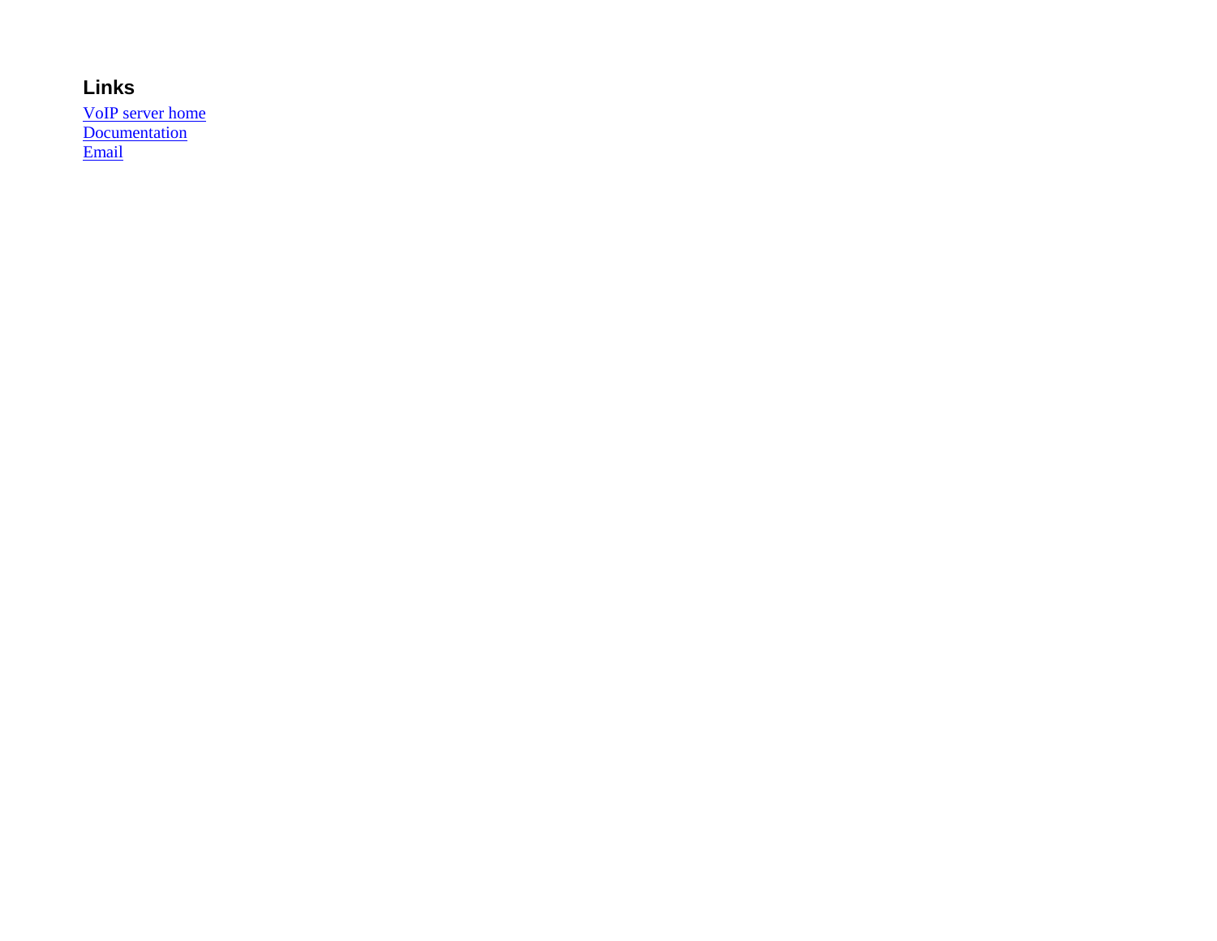### Links

VoIP server home
Documentation
Email